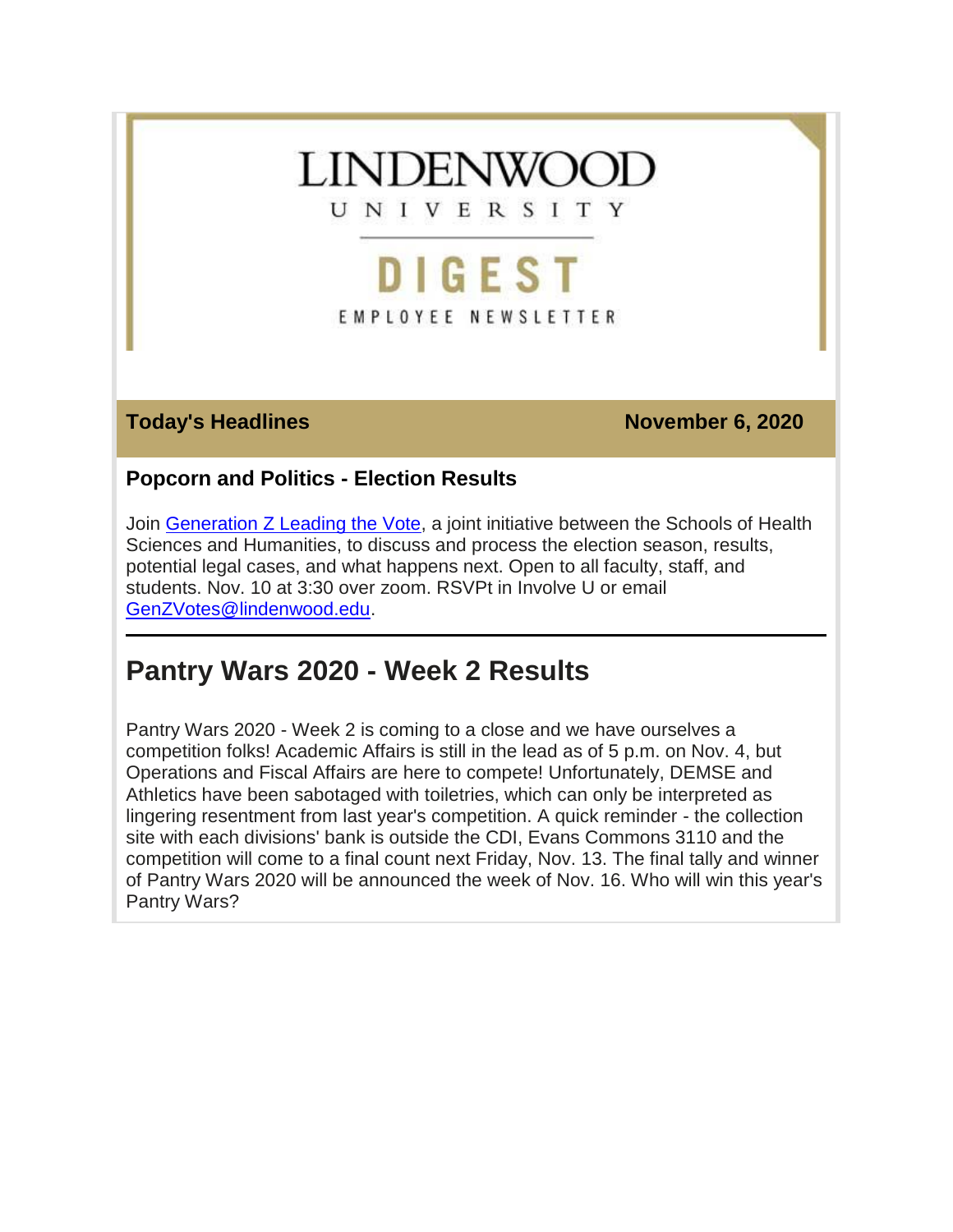# LINDENWOOD UNIVERSITY

## DIGEST

EMPLOYEE NEWSLETTER

**Today's Headlines** **November 6, 2020**

### Popcorn and Politics - Election Results

Join Generation Z Leading the Vote, a joint initiative between the Schools of Health Sciences and Humanities, to discuss and process the election season, results, potential legal cases, and what happens next. Open to all faculty, staff, and students. Nov. 10 at 3:30 over zoom. RSVPt in Involve U or email GenZVotes@lindenwood.edu.

---

## Pantry Wars 2020 - Week 2 Results

Pantry Wars 2020 - Week 2 is coming to a close and we have ourselves a competition folks! Academic Affairs is still in the lead as of 5 p.m. on Nov. 4, but Operations and Fiscal Affairs are here to compete! Unfortunately, DEMSE and Athletics have been sabotaged with toiletries, which can only be interpreted as lingering resentment from last year's competition. A quick reminder - the collection site with each divisions' bank is outside the CDI, Evans Commons 3110 and the competition will come to a final count next Friday, Nov. 13. The final tally and winner of Pantry Wars 2020 will be announced the week of Nov. 16. Who will win this year's Pantry Wars?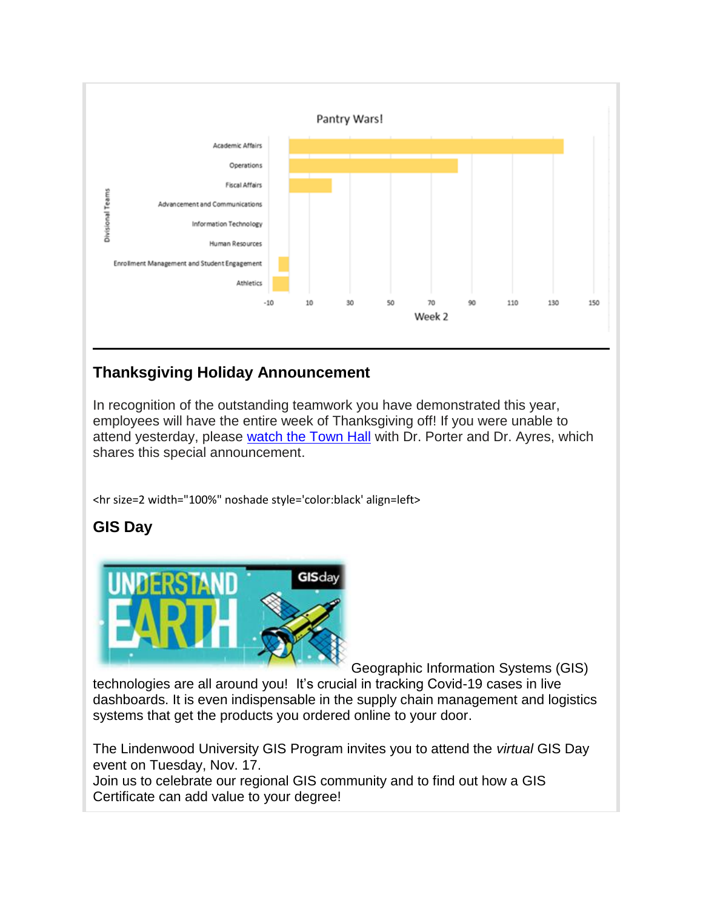Pantry Wars!

Divisional Teams

- Academic Affairs
- Operations
- Fiscal Affairs
- Advancement and Communications
- Information Technology
- Human Resources
- Enrollment Management and Student Engagement
- Athletics

-10 10 30 50 70 90 110 130 150

Week 2

---

## Thanksgiving Holiday Announcement

In recognition of the outstanding teamwork you have demonstrated this year, employees will have the entire week of Thanksgiving off! If you were unable to attend yesterday, please watch the Town Hall with Dr. Porter and Dr. Ayres, which shares this special announcement.

<hr size=2 width="100%" noshade style='color:black' align=left>

## GIS Day

Geographic Information Systems (GIS) technologies are all around you! It's crucial in tracking Covid-19 cases in live dashboards. It is even indispensable in the supply chain management and logistics systems that get the products you ordered online to your door.

The Lindenwood University GIS Program invites you to attend the *virtual* GIS Day event on Tuesday, Nov. 17.
Join us to celebrate our regional GIS community and to find out how a GIS Certificate can add value to your degree!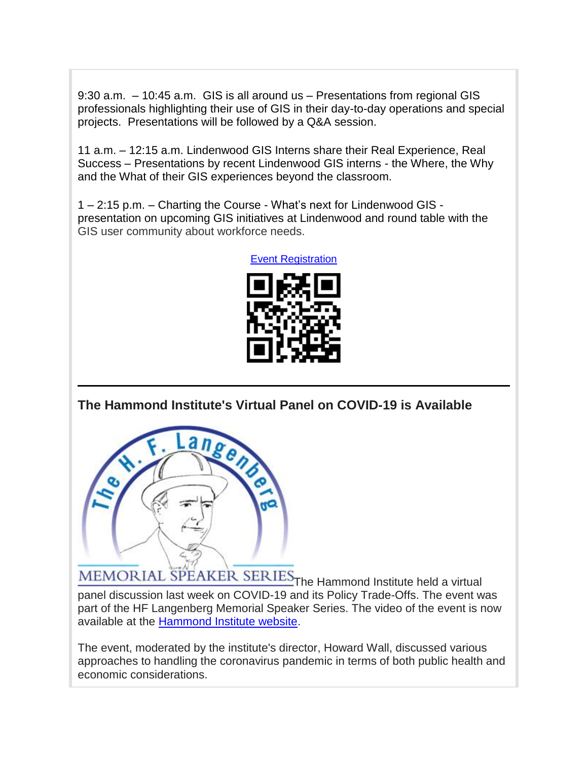9:30 a.m. – 10:45 a.m. GIS is all around us – Presentations from regional GIS professionals highlighting their use of GIS in their day-to-day operations and special projects. Presentations will be followed by a Q&A session.

11 a.m. – 12:15 a.m. Lindenwood GIS Interns share their Real Experience, Real Success – Presentations by recent Lindenwood GIS interns - the Where, the Why and the What of their GIS experiences beyond the classroom.

1 – 2:15 p.m. – Charting the Course - What's next for Lindenwood GIS - presentation on upcoming GIS initiatives at Lindenwood and round table with the GIS user community about workforce needs.

Event Registration

---

## The Hammond Institute's Virtual Panel on COVID-19 is Available

The Hammond Institute held a virtual panel discussion last week on COVID-19 and its Policy Trade-Offs. The event was part of the HF Langenberg Memorial Speaker Series. The video of the event is now available at the Hammond Institute website.

The event, moderated by the institute's director, Howard Wall, discussed various approaches to handling the coronavirus pandemic in terms of both public health and economic considerations.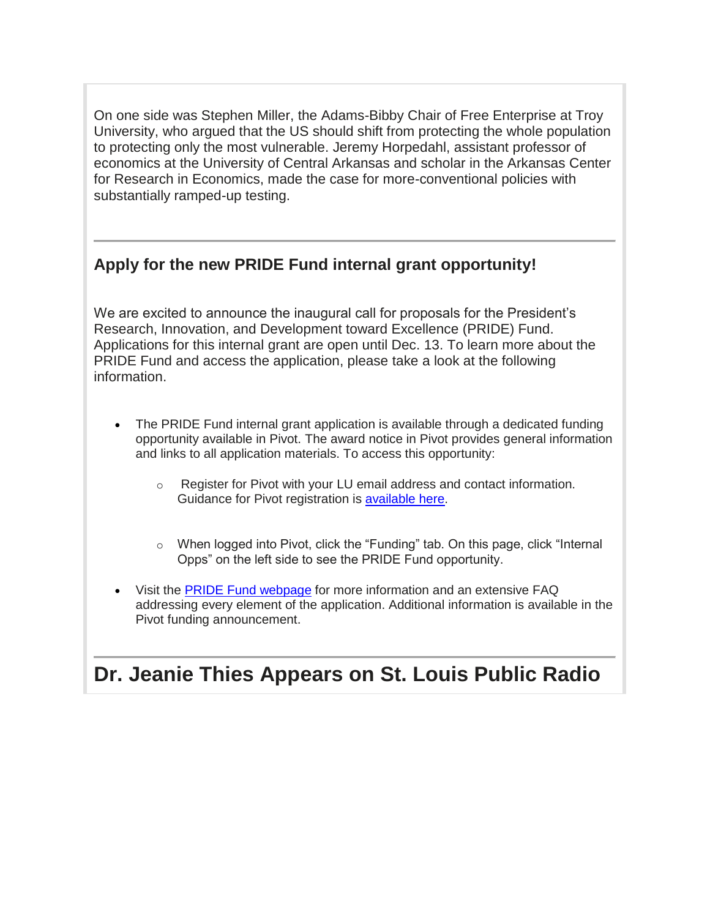On one side was Stephen Miller, the Adams-Bibby Chair of Free Enterprise at Troy University, who argued that the US should shift from protecting the whole population to protecting only the most vulnerable. Jeremy Horpedahl, assistant professor of economics at the University of Central Arkansas and scholar in the Arkansas Center for Research in Economics, made the case for more-conventional policies with substantially ramped-up testing.

---

### Apply for the new PRIDE Fund internal grant opportunity!

We are excited to announce the inaugural call for proposals for the President's Research, Innovation, and Development toward Excellence (PRIDE) Fund. Applications for this internal grant are open until Dec. 13. To learn more about the PRIDE Fund and access the application, please take a look at the following information.

- The PRIDE Fund internal grant application is available through a dedicated funding opportunity available in Pivot. The award notice in Pivot provides general information and links to all application materials. To access this opportunity:
    - Register for Pivot with your LU email address and contact information. Guidance for Pivot registration is available here.
    - When logged into Pivot, click the "Funding" tab. On this page, click "Internal Opps" on the left side to see the PRIDE Fund opportunity.
- Visit the PRIDE Fund webpage for more information and an extensive FAQ addressing every element of the application. Additional information is available in the Pivot funding announcement.

---

## Dr. Jeanie Thies Appears on St. Louis Public Radio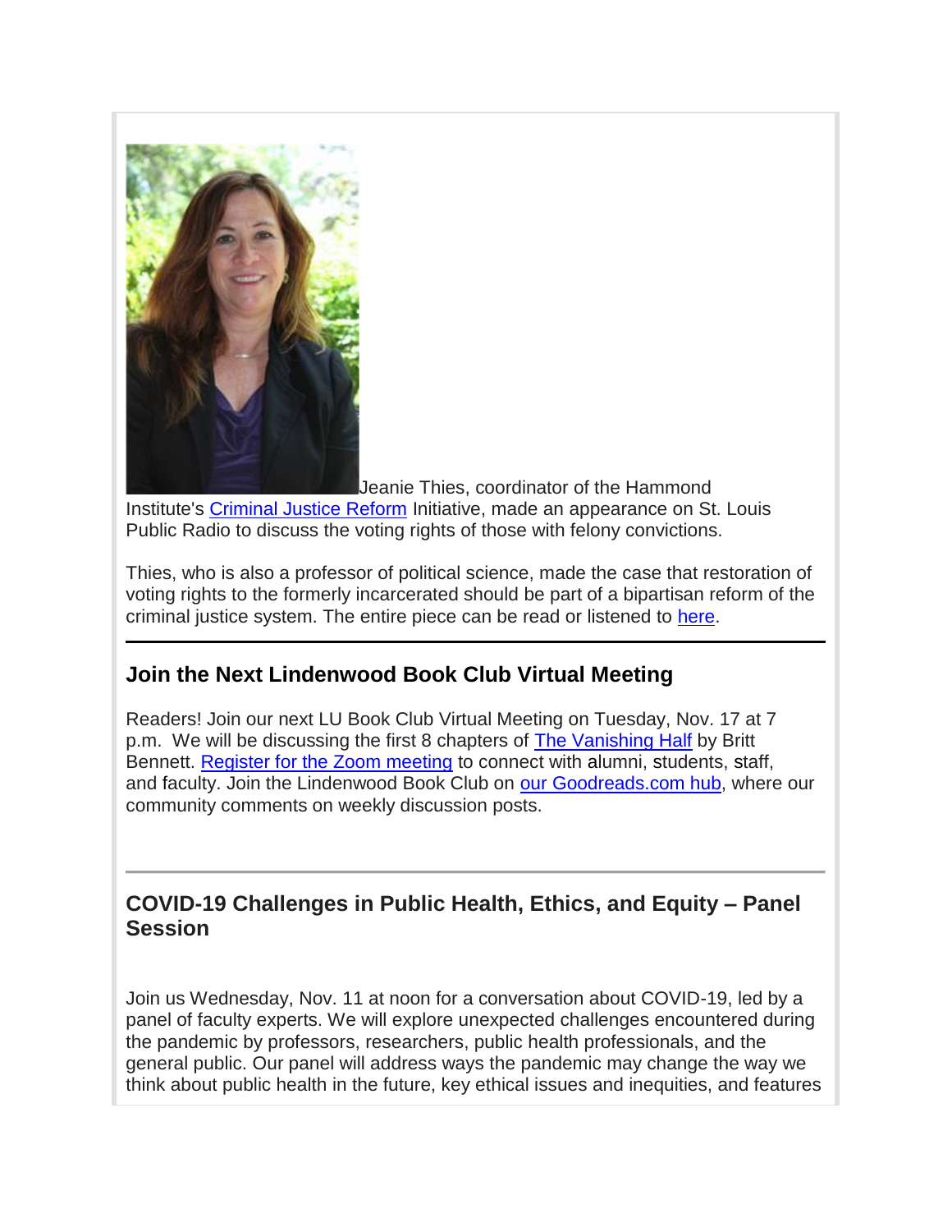Jeanie Thies, coordinator of the Hammond Institute's Criminal Justice Reform Initiative, made an appearance on St. Louis Public Radio to discuss the voting rights of those with felony convictions.

Thies, who is also a professor of political science, made the case that restoration of voting rights to the formerly incarcerated should be part of a bipartisan reform of the criminal justice system. The entire piece can be read or listened to here.

---

## Join the Next Lindenwood Book Club Virtual Meeting

Readers! Join our next LU Book Club Virtual Meeting on Tuesday, Nov. 17 at 7 p.m. We will be discussing the first 8 chapters of The Vanishing Half by Britt Bennett. Register for the Zoom meeting to connect with alumni, students, staff, and faculty. Join the Lindenwood Book Club on our Goodreads.com hub, where our community comments on weekly discussion posts.

---

## COVID-19 Challenges in Public Health, Ethics, and Equity – Panel Session

Join us Wednesday, Nov. 11 at noon for a conversation about COVID-19, led by a panel of faculty experts. We will explore unexpected challenges encountered during the pandemic by professors, researchers, public health professionals, and the general public. Our panel will address ways the pandemic may change the way we think about public health in the future, key ethical issues and inequities, and features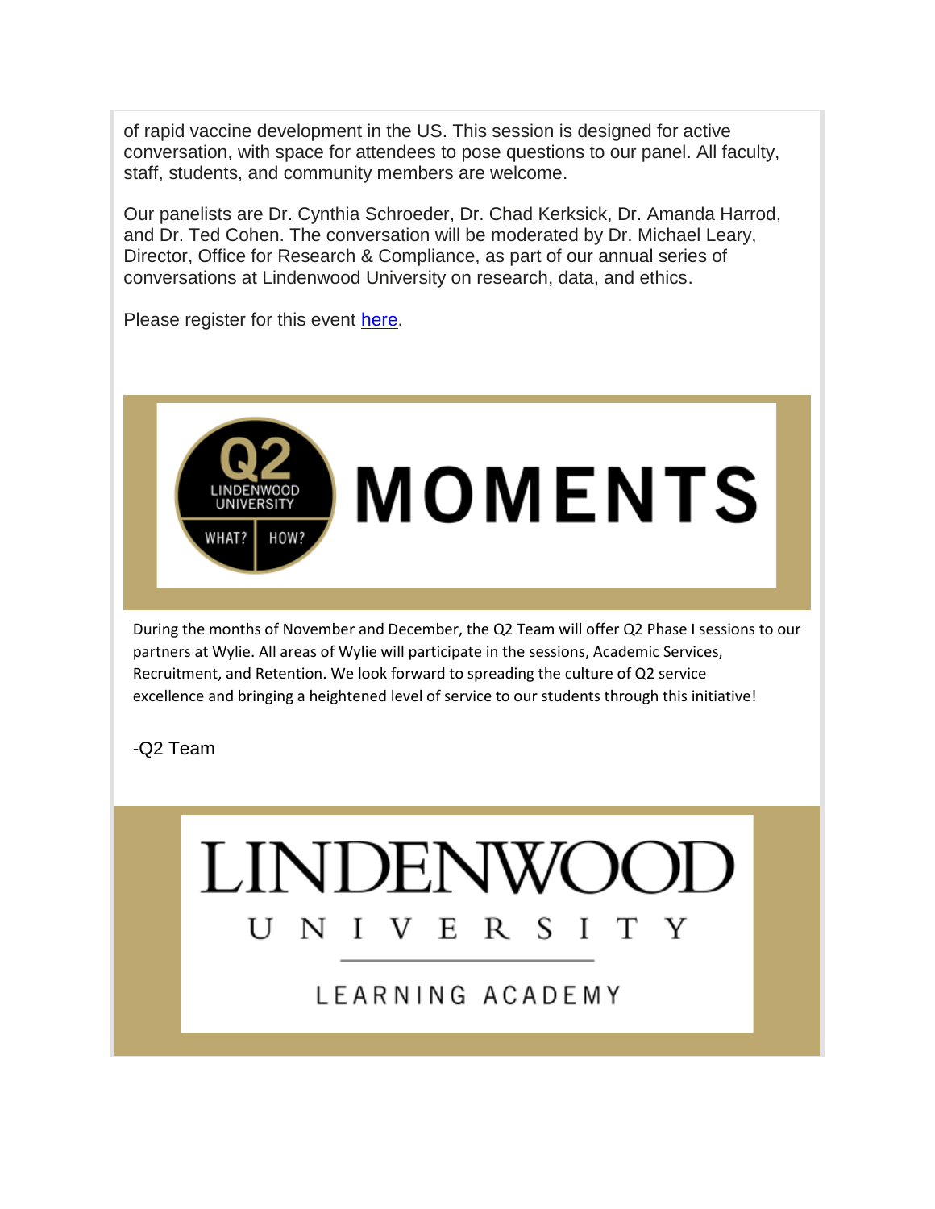of rapid vaccine development in the US. This session is designed for active conversation, with space for attendees to pose questions to our panel. All faculty, staff, students, and community members are welcome.

Our panelists are Dr. Cynthia Schroeder, Dr. Chad Kerksick, Dr. Amanda Harrod, and Dr. Ted Cohen. The conversation will be moderated by Dr. Michael Leary, Director, Office for Research & Compliance, as part of our annual series of conversations at Lindenwood University on research, data, and ethics.

Please register for this event [here](here).

## Q2 LINDENWOOD UNIVERSITY WHAT? HOW? MOMENTS

During the months of November and December, the Q2 Team will offer Q2 Phase I sessions to our partners at Wylie. All areas of Wylie will participate in the sessions, Academic Services, Recruitment, and Retention. We look forward to spreading the culture of Q2 service excellence and bringing a heightened level of service to our students through this initiative!

-Q2 Team

## LINDENWOOD UNIVERSITY LEARNING ACADEMY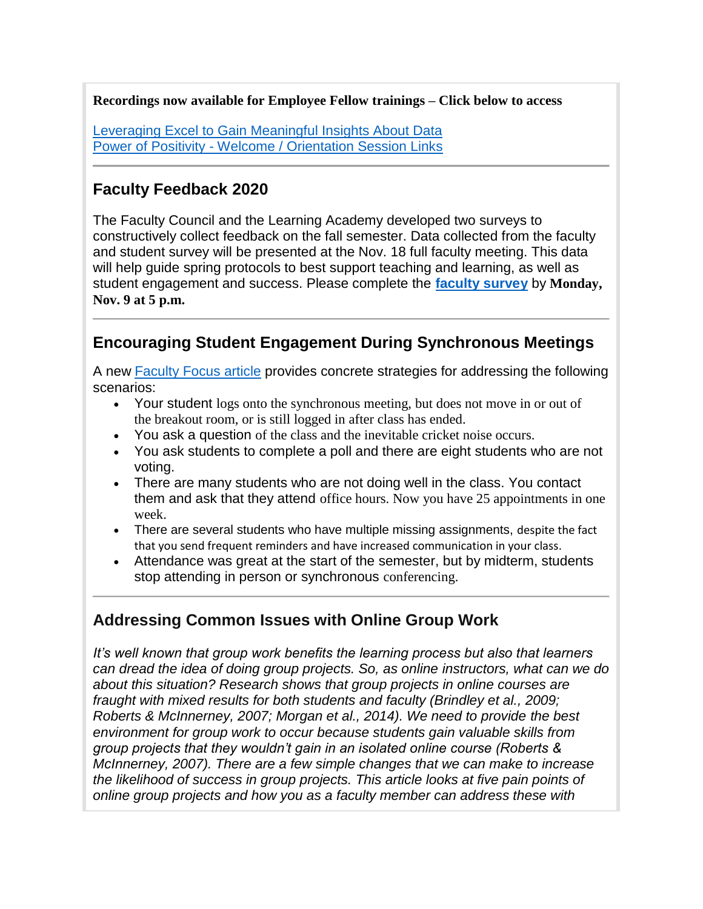**Recordings now available for Employee Fellow trainings – Click below to access**

Leveraging Excel to Gain Meaningful Insights About Data
Power of Positivity - Welcome / Orientation Session Links

---

## Faculty Feedback 2020

The Faculty Council and the Learning Academy developed two surveys to constructively collect feedback on the fall semester. Data collected from the faculty and student survey will be presented at the Nov. 18 full faculty meeting. This data will help guide spring protocols to best support teaching and learning, as well as student engagement and success. Please complete the **faculty survey** by **Monday, Nov. 9 at 5 p.m.**

---

## Encouraging Student Engagement During Synchronous Meetings

A new Faculty Focus article provides concrete strategies for addressing the following scenarios:

- Your student logs onto the synchronous meeting, but does not move in or out of the breakout room, or is still logged in after class has ended.
- You ask a question of the class and the inevitable cricket noise occurs.
- You ask students to complete a poll and there are eight students who are not voting.
- There are many students who are not doing well in the class. You contact them and ask that they attend office hours. Now you have 25 appointments in one week.
- There are several students who have multiple missing assignments, despite the fact that you send frequent reminders and have increased communication in your class.
- Attendance was great at the start of the semester, but by midterm, students stop attending in person or synchronous conferencing.

---

## Addressing Common Issues with Online Group Work

*It's well known that group work benefits the learning process but also that learners can dread the idea of doing group projects. So, as online instructors, what can we do about this situation? Research shows that group projects in online courses are fraught with mixed results for both students and faculty (Brindley et al., 2009; Roberts & McInnerney, 2007; Morgan et al., 2014). We need to provide the best environment for group work to occur because students gain valuable skills from group projects that they wouldn't gain in an isolated online course (Roberts & McInnerney, 2007). There are a few simple changes that we can make to increase the likelihood of success in group projects. This article looks at five pain points of online group projects and how you as a faculty member can address these with*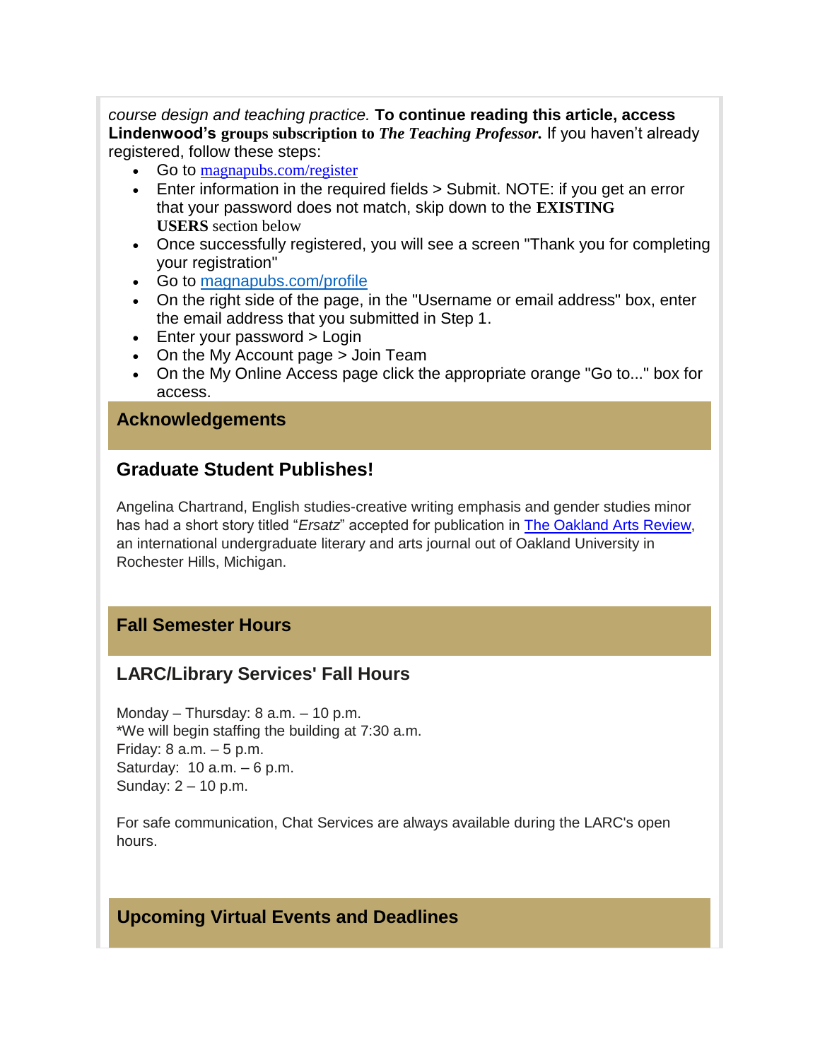*course design and teaching practice.* **To continue reading this article, access Lindenwood's groups subscription to *The Teaching Professor.*** If you haven't already registered, follow these steps:

- Go to magnapubs.com/register
- Enter information in the required fields > Submit. NOTE: if you get an error that your password does not match, skip down to the **EXISTING USERS** section below
- Once successfully registered, you will see a screen "Thank you for completing your registration"
- Go to magnapubs.com/profile
- On the right side of the page, in the "Username or email address" box, enter the email address that you submitted in Step 1.
- Enter your password > Login
- On the My Account page > Join Team
- On the My Online Access page click the appropriate orange "Go to..." box for access.

## Acknowledgements

### Graduate Student Publishes!

Angelina Chartrand, English studies-creative writing emphasis and gender studies minor has had a short story titled "*Ersatz*" accepted for publication in The Oakland Arts Review, an international undergraduate literary and arts journal out of Oakland University in Rochester Hills, Michigan.

## Fall Semester Hours

### LARC/Library Services' Fall Hours

Monday – Thursday: 8 a.m. – 10 p.m.
*We will begin staffing the building at 7:30 a.m.
Friday: 8 a.m. – 5 p.m.
Saturday: 10 a.m. – 6 p.m.
Sunday: 2 – 10 p.m.

For safe communication, Chat Services are always available during the LARC's open hours.

## Upcoming Virtual Events and Deadlines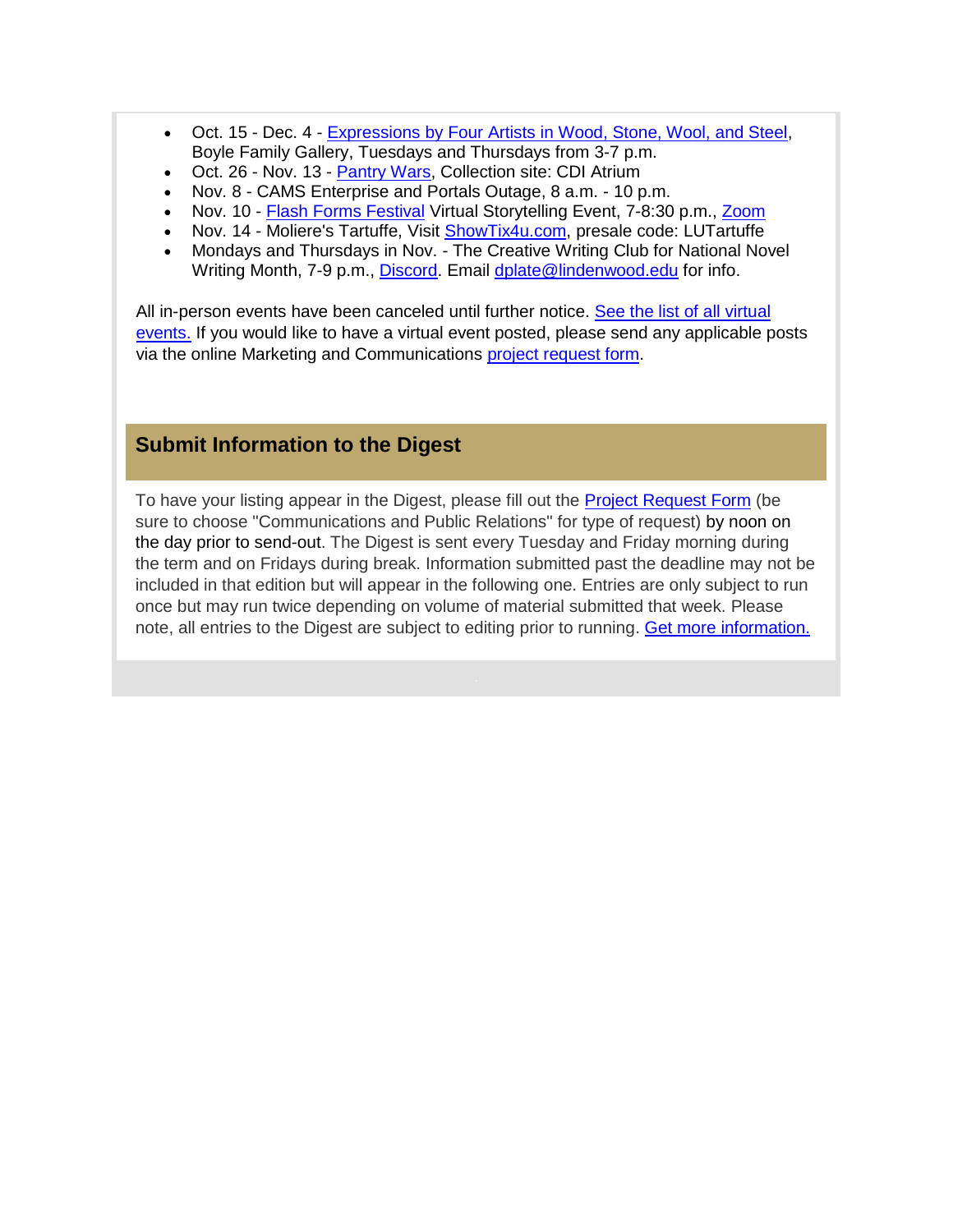- Oct. 15 - Dec. 4 - Expressions by Four Artists in Wood, Stone, Wool, and Steel, Boyle Family Gallery, Tuesdays and Thursdays from 3-7 p.m.
- Oct. 26 - Nov. 13 - Pantry Wars, Collection site: CDI Atrium
- Nov. 8 - CAMS Enterprise and Portals Outage, 8 a.m. - 10 p.m.
- Nov. 10 - Flash Forms Festival Virtual Storytelling Event, 7-8:30 p.m., Zoom
- Nov. 14 - Moliere's Tartuffe, Visit ShowTix4u.com, presale code: LUTartuffe
- Mondays and Thursdays in Nov. - The Creative Writing Club for National Novel Writing Month, 7-9 p.m., Discord. Email dplate@lindenwood.edu for info.

All in-person events have been canceled until further notice. See the list of all virtual events. If you would like to have a virtual event posted, please send any applicable posts via the online Marketing and Communications project request form.

## Submit Information to the Digest

To have your listing appear in the Digest, please fill out the Project Request Form (be sure to choose "Communications and Public Relations" for type of request) by noon on the day prior to send-out. The Digest is sent every Tuesday and Friday morning during the term and on Fridays during break. Information submitted past the deadline may not be included in that edition but will appear in the following one. Entries are only subject to run once but may run twice depending on volume of material submitted that week. Please note, all entries to the Digest are subject to editing prior to running. Get more information.